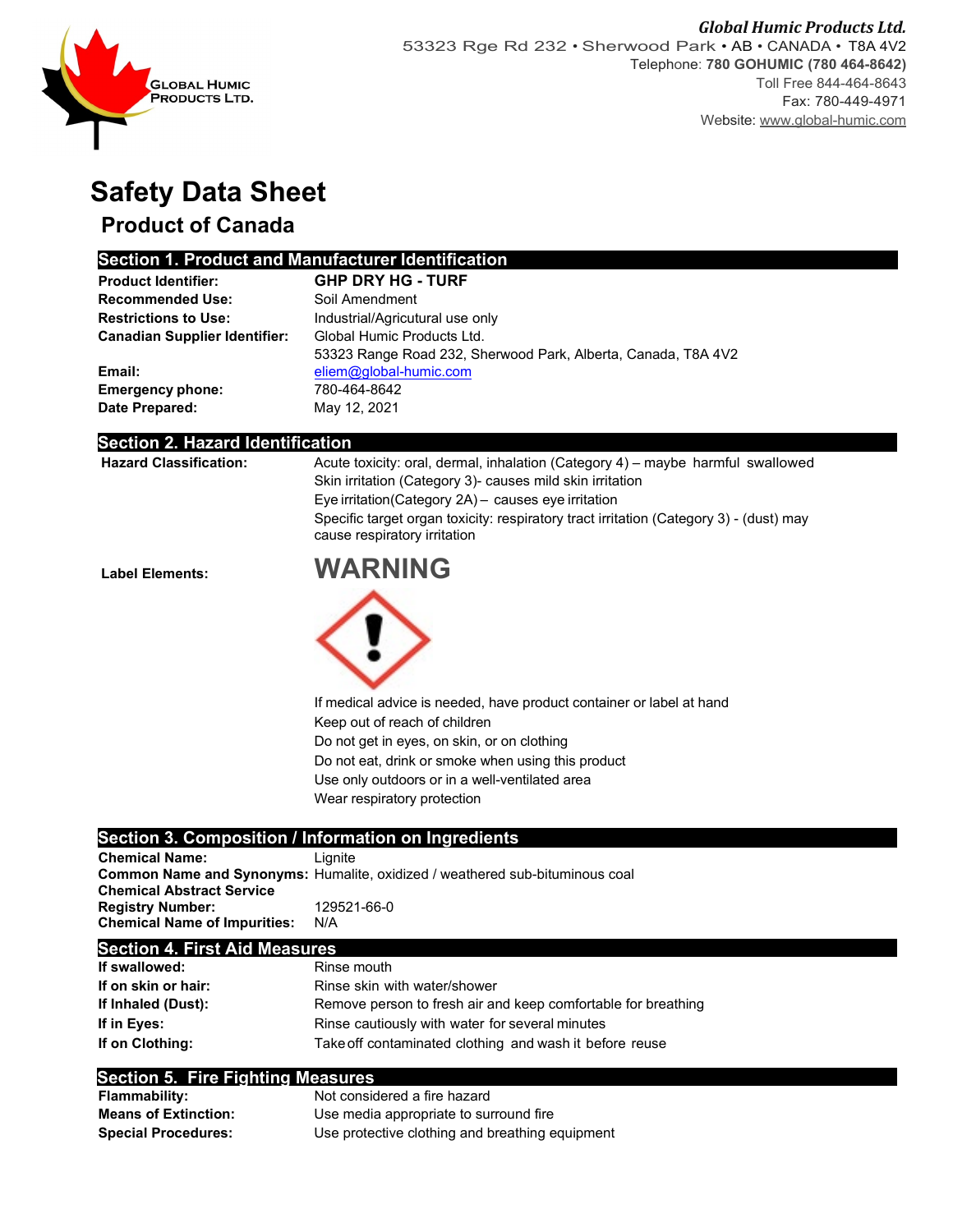**Global Humic Products Ltd.**
53323 Rge Rd 232 • Sherwood Park • AB • CANADA • T8A 4V2
Telephone: **780 GOHUMIC (780 464-8642)**
Toll Free 844-464-8643
Fax: 780-449-4971
Website: www.global-humic.com

GLOBAL HUMIC PRODUCTS LTD.

# Safety Data Sheet

## Product of Canada

## Section 1. Product and Manufacturer Identification

**Product Identifier:** **GHP DRY HG - TURF**
**Recommended Use:** Soil Amendment
**Restrictions to Use:** Industrial/Agricutural use only
**Canadian Supplier Identifier:** Global Humic Products Ltd.
53323 Range Road 232, Sherwood Park, Alberta, Canada, T8A 4V2
**Email:** eliem@global-humic.com
**Emergency phone:** 780-464-8642
**Date Prepared:** May 12, 2021

## Section 2. Hazard Identification

**Hazard Classification:**
Acute toxicity: oral, dermal, inhalation (Category 4) – maybe harmful swallowed
Skin irritation (Category 3)- causes mild skin irritation
Eye irritation(Category 2A) – causes eye irritation
Specific target organ toxicity: respiratory tract irritation (Category 3) - (dust) may cause respiratory irritation

**Label Elements:**

**WARNING**

If medical advice is needed, have product container or label at hand
Keep out of reach of children
Do not get in eyes, on skin, or on clothing
Do not eat, drink or smoke when using this product
Use only outdoors or in a well-ventilated area
Wear respiratory protection

## Section 3. Composition / Information on Ingredients

**Chemical Name:** Lignite
**Common Name and Synonyms:** Humalite, oxidized / weathered sub-bituminous coal
**Chemical Abstract Service Registry Number:** 129521-66-0
**Chemical Name of Impurities:** N/A

## Section 4. First Aid Measures

**If swallowed:** Rinse mouth
**If on skin or hair:** Rinse skin with water/shower
**If Inhaled (Dust):** Remove person to fresh air and keep comfortable for breathing
**If in Eyes:** Rinse cautiously with water for several minutes
**If on Clothing:** Take off contaminated clothing and wash it before reuse

## Section 5. Fire Fighting Measures

**Flammability:** Not considered a fire hazard
**Means of Extinction:** Use media appropriate to surround fire
**Special Procedures:** Use protective clothing and breathing equipment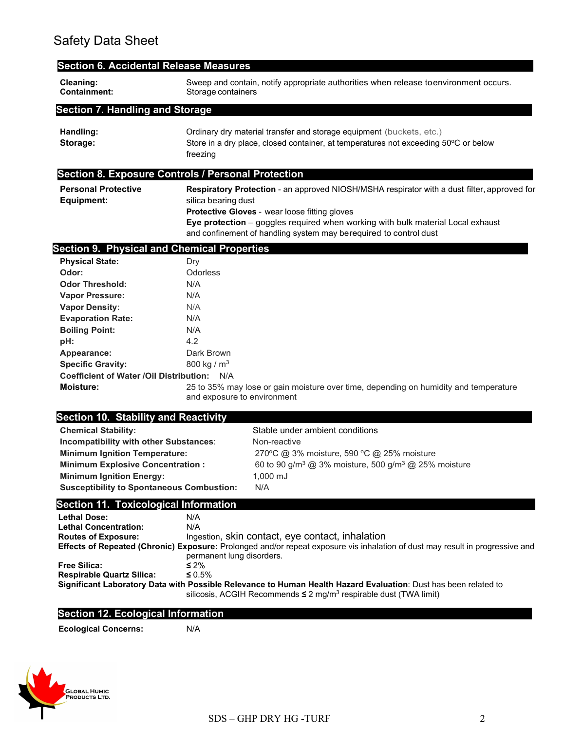Safety Data Sheet

## Section 6. Accidental Release Measures

**Cleaning:** Sweep and contain, notify appropriate authorities when release toenvironment occurs.
**Containment:** Storage containers

## Section 7. Handling and Storage

**Handling:** Ordinary dry material transfer and storage equipment (buckets, etc.)
**Storage:** Store in a dry place, closed container, at temperatures not exceeding 50ºC or below freezing

## Section 8. Exposure Controls / Personal Protection

**Personal Protective Equipment:**
**Respiratory Protection** - an approved NIOSH/MSHA respirator with a dust filter, approved for silica bearing dust
**Protective Gloves** - wear loose fitting gloves
**Eye protection** – goggles required when working with bulk material Local exhaust and confinement of handling system may berequired to control dust

## Section 9. Physical and Chemical Properties

**Physical State:** Dry
**Odor:** Odorless
**Odor Threshold:** N/A
**Vapor Pressure:** N/A
**Vapor Density:** N/A
**Evaporation Rate:** N/A
**Boiling Point:** N/A
**pH:** 4.2
**Appearance:** Dark Brown
**Specific Gravity:** 800 kg / $m^3$
**Coefficient of Water /Oil Distribution:** N/A
**Moisture:** 25 to 35% may lose or gain moisture over time, depending on humidity and temperature and exposure to environment

## Section 10. Stability and Reactivity

**Chemical Stability:** Stable under ambient conditions
**Incompatibility with other Substances:** Non-reactive
**Minimum Ignition Temperature:** 270ºC @ 3% moisture, 590 ºC @ 25% moisture
**Minimum Explosive Concentration :** 60 to 90 g/$m^3$ @ 3% moisture, 500 g/$m^3$ @ 25% moisture
**Minimum Ignition Energy:** 1,000 mJ
**Susceptibility to Spontaneous Combustion:** N/A

## Section 11. Toxicological Information

**Lethal Dose:** N/A
**Lethal Concentration:** N/A
**Routes of Exposure:** Ingestion, skin contact, eye contact, inhalation
**Effects of Repeated (Chronic) Exposure:** Prolonged and/or repeat exposure vis inhalation of dust may result in progressive and permanent lung disorders.
**Free Silica:** ≤ 2%
**Respirable Quartz Silica:** ≤ 0.5%
**Significant Laboratory Data with Possible Relevance to Human Health Hazard Evaluation**: Dust has been related to silicosis, ACGIH Recommends ≤ 2 mg/$m^3$ respirable dust (TWA limit)

## Section 12. Ecological Information

**Ecological Concerns:** N/A

Global Humic Products Ltd.

SDS – GHP DRY HG -TURF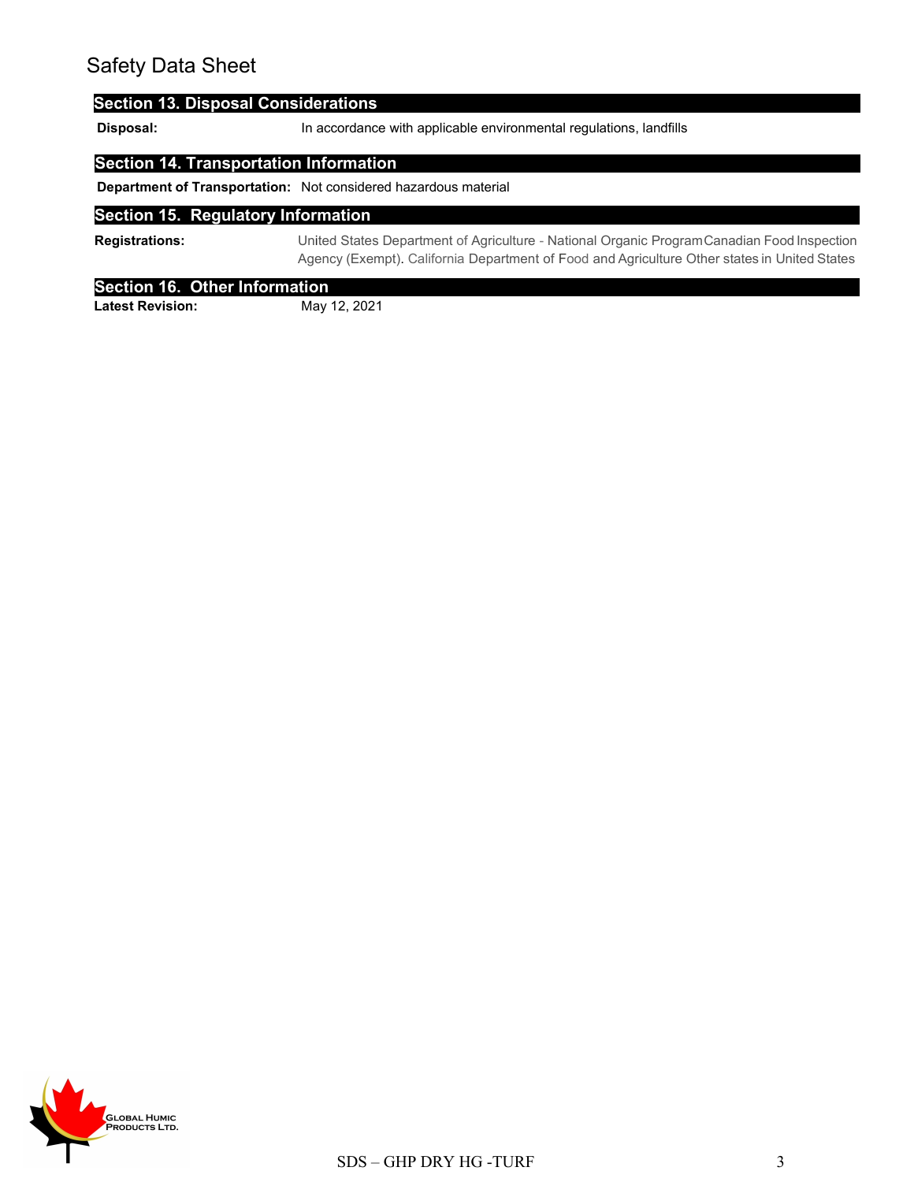## Section 13. Disposal Considerations

| | |
|---|---|
| **Disposal:** | In accordance with applicable environmental regulations, landfills |

## Section 14. Transportation Information

| | |
|---|---|
| **Department of Transportation:** | Not considered hazardous material |

## Section 15. Regulatory Information

| | |
|---|---|
| **Registrations:** | United States Department of Agriculture - National Organic Program Canadian Food Inspection Agency (Exempt). California Department of Food and Agriculture Other states in United States |

## Section 16. Other Information

| | |
|---|---|
| **Latest Revision:** | May 12, 2021 |